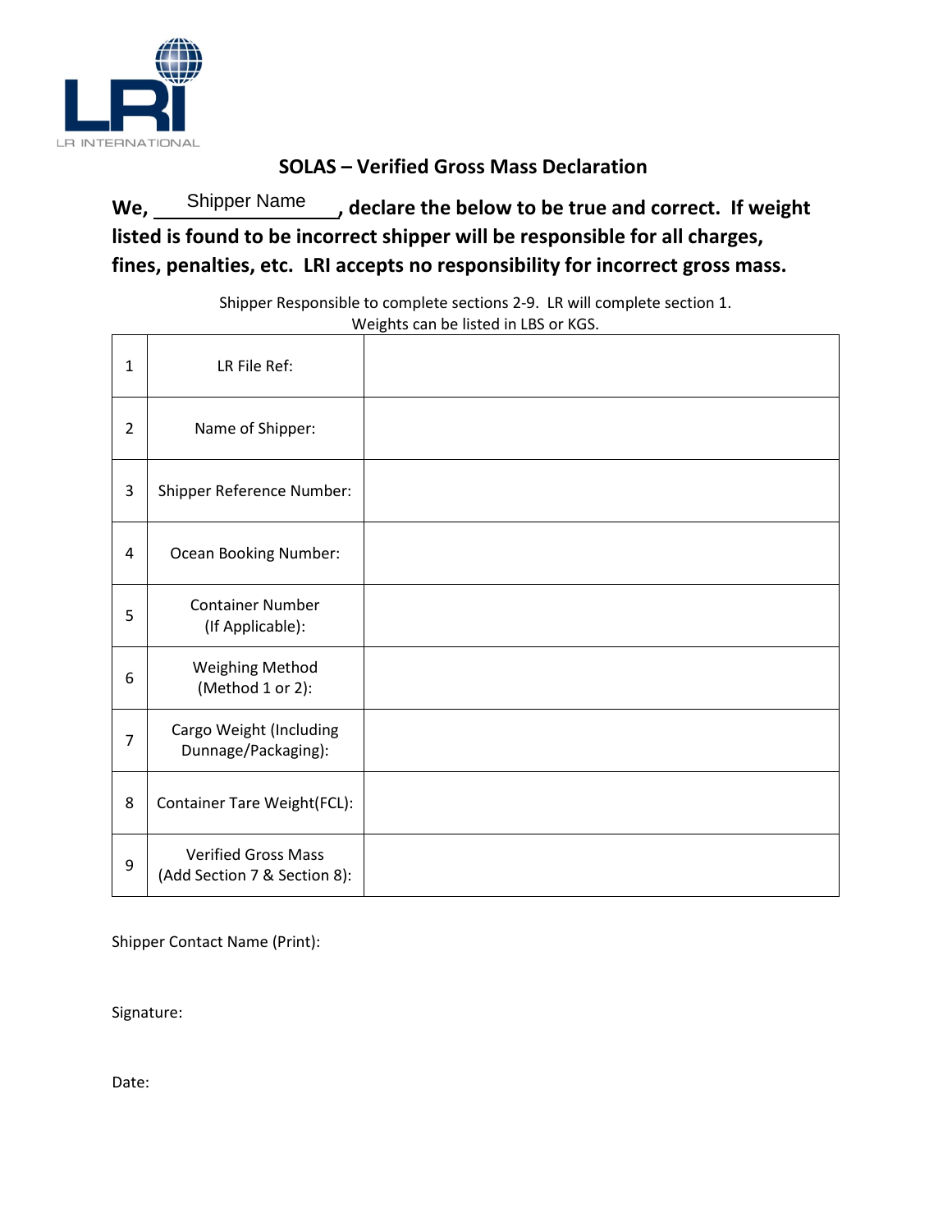LR INTERNATIONAL

# SOLAS – Verified Gross Mass Declaration

**We, Shipper Name, declare the below to be true and correct. If weight listed is found to be incorrect shipper will be responsible for all charges, fines, penalties, etc. LRI accepts no responsibility for incorrect gross mass.**

Shipper Responsible to complete sections 2-9. LR will complete section 1.
Weights can be listed in LBS or KGS.

| | | |
|---|---|---|
| 1 | LR File Ref: | |
| 2 | Name of Shipper: | |
| 3 | Shipper Reference Number: | |
| 4 | Ocean Booking Number: | |
| 5 | Container Number (If Applicable): | |
| 6 | Weighing Method (Method 1 or 2): | |
| 7 | Cargo Weight (Including Dunnage/Packaging): | |
| 8 | Container Tare Weight(FCL): | |
| 9 | Verified Gross Mass (Add Section 7 & Section 8): | |

Shipper Contact Name (Print):

Signature:

Date: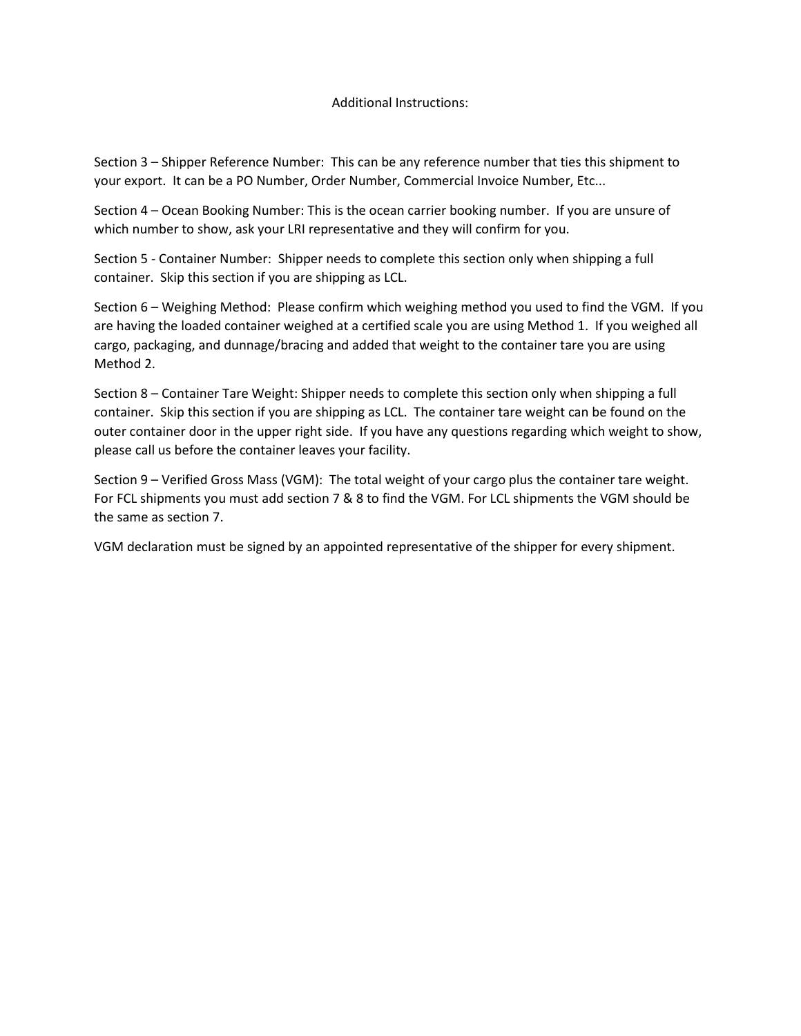Additional Instructions:

Section 3 – Shipper Reference Number: This can be any reference number that ties this shipment to your export. It can be a PO Number, Order Number, Commercial Invoice Number, Etc...

Section 4 – Ocean Booking Number: This is the ocean carrier booking number. If you are unsure of which number to show, ask your LRI representative and they will confirm for you.

Section 5 - Container Number: Shipper needs to complete this section only when shipping a full container. Skip this section if you are shipping as LCL.

Section 6 – Weighing Method: Please confirm which weighing method you used to find the VGM. If you are having the loaded container weighed at a certified scale you are using Method 1. If you weighed all cargo, packaging, and dunnage/bracing and added that weight to the container tare you are using Method 2.

Section 8 – Container Tare Weight: Shipper needs to complete this section only when shipping a full container. Skip this section if you are shipping as LCL. The container tare weight can be found on the outer container door in the upper right side. If you have any questions regarding which weight to show, please call us before the container leaves your facility.

Section 9 – Verified Gross Mass (VGM): The total weight of your cargo plus the container tare weight. For FCL shipments you must add section 7 & 8 to find the VGM. For LCL shipments the VGM should be the same as section 7.

VGM declaration must be signed by an appointed representative of the shipper for every shipment.